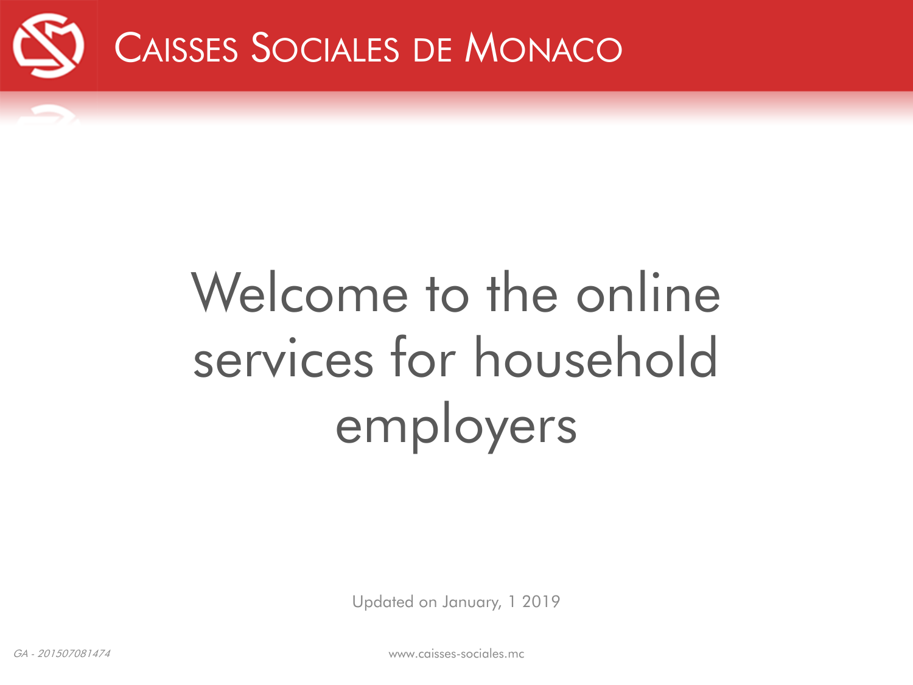# Caisses Sociales de Monaco

# Welcome to the online services for household employers

Updated on January, 1 2019

*GA - 201507081474*

www.caisses-sociales.mc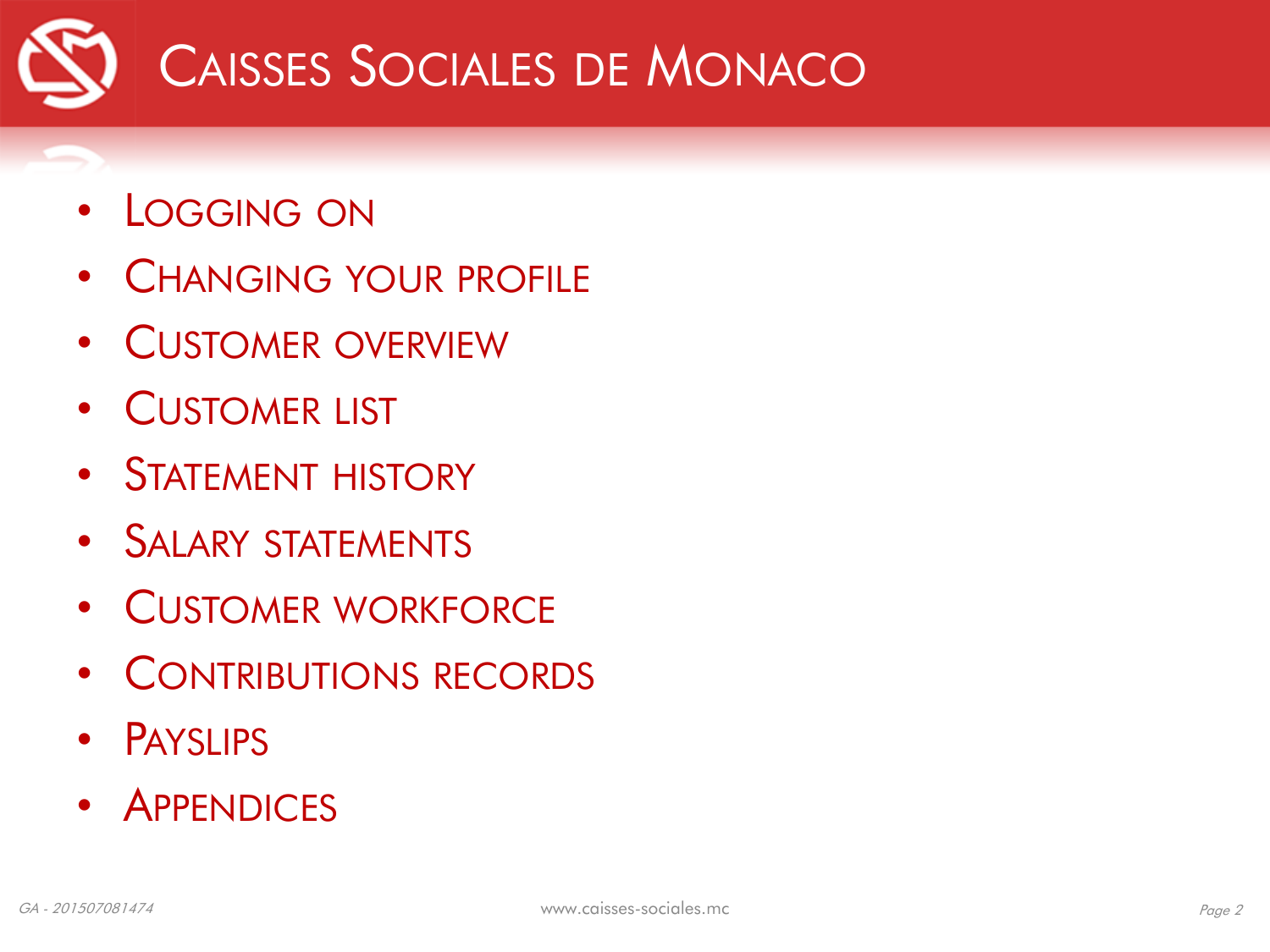# Caisses Sociales de Monaco

- Logging on
- Changing your profile
- Customer overview
- Customer list
- Statement history
- Salary statements
- Customer workforce
- Contributions records
- Payslips
- Appendices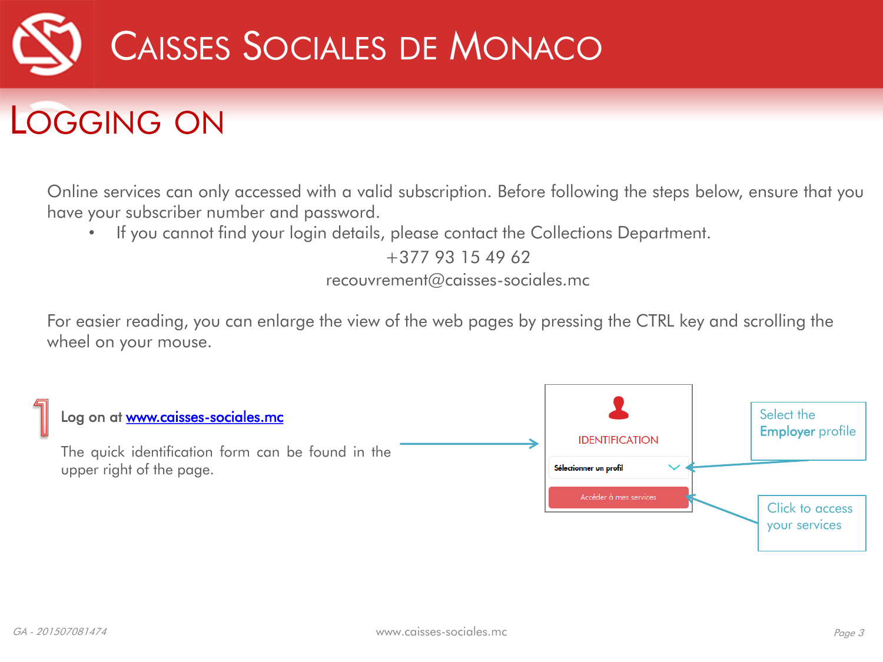# Caisses Sociales de Monaco

## Logging on

Online services can only accessed with a valid subscription. Before following the steps below, ensure that you have your subscriber number and password.

- If you cannot find your login details, please contact the Collections Department.

+377 93 15 49 62

recouvrement@caisses-sociales.mc

For easier reading, you can enlarge the view of the web pages by pressing the CTRL key and scrolling the wheel on your mouse.

**1** Log on at [www.caisses-sociales.mc](http://www.caisses-sociales.mc)

The quick identification form can be found in the upper right of the page.

IDENTIFICATION

Sélectionner un profil

Accéder à mes services

Select the **Employer** profile

Click to access your services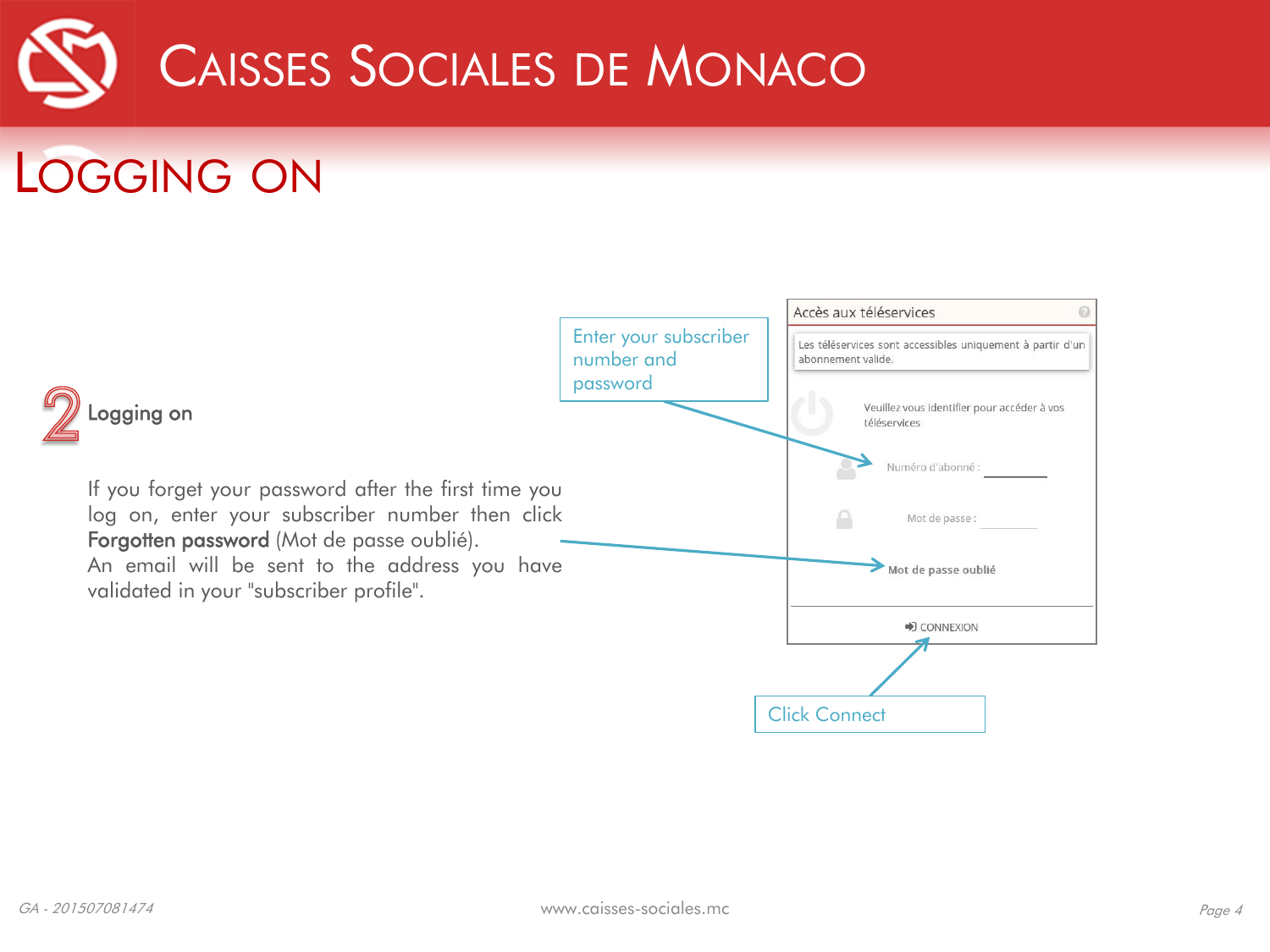# LOGGING ON

## 2 Logging on

If you forget your password after the first time you log on, enter your subscriber number then click **Forgotten password** (Mot de passe oublié).
An email will be sent to the address you have validated in your "subscriber profile".

Enter your subscriber number and password

Accès aux téléservices

Les téléservices sont accessibles uniquement à partir d'un abonnement valide.

Veuillez vous identifier pour accéder à vos téléservices

Numéro d'abonné :

Mot de passe :

**Mot de passe oublié**

CONNEXION

Click Connect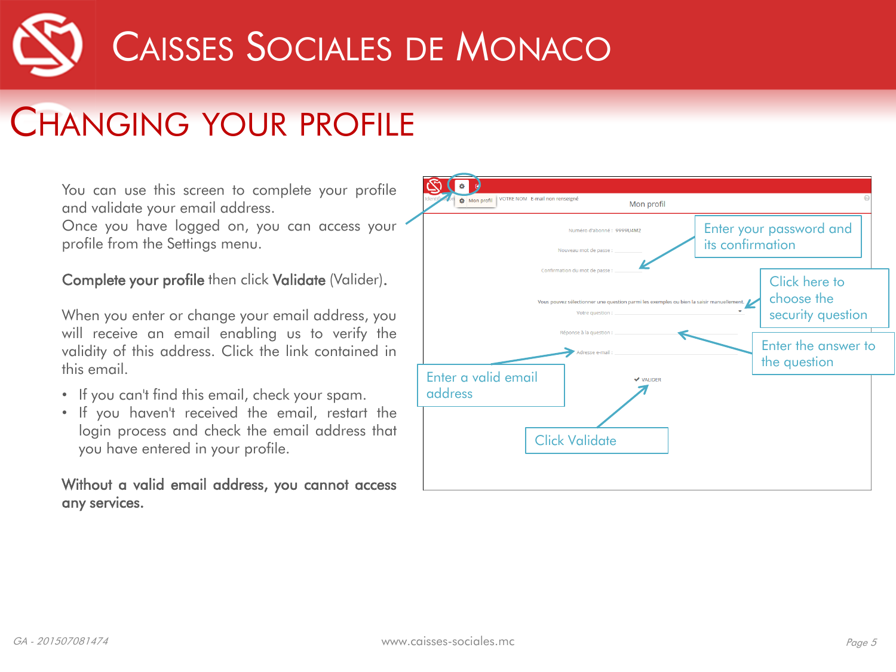# Changing your profile

You can use this screen to complete your profile and validate your email address.
Once you have logged on, you can access your profile from the Settings menu.

**Complete your profile** then click **Validate** (Valider).

When you enter or change your email address, you will receive an email enabling us to verify the validity of this address. Click the link contained in this email.

- If you can't find this email, check your spam.
- If you haven't received the email, restart the login process and check the email address that you have entered in your profile.

**Without a valid email address, you cannot access any services.**

Enter your password and its confirmation

Click here to choose the security question

Enter the answer to the question

Enter a valid email address

Click Validate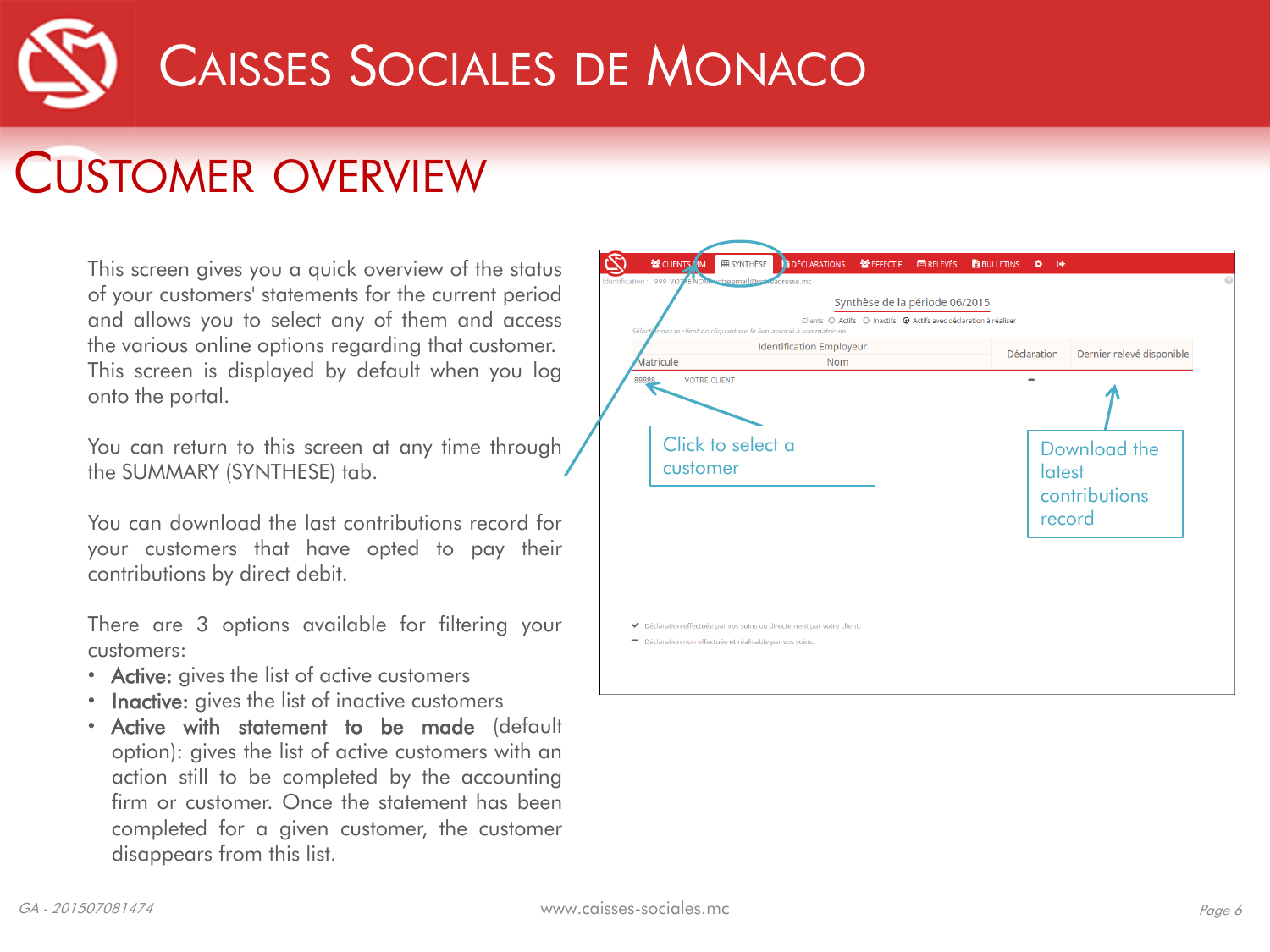# CUSTOMER OVERVIEW

This screen gives you a quick overview of the status of your customers' statements for the current period and allows you to select any of them and access the various online options regarding that customer. This screen is displayed by default when you log onto the portal.

You can return to this screen at any time through the SUMMARY (SYNTHESE) tab.

You can download the last contributions record for your customers that have opted to pay their contributions by direct debit.

There are 3 options available for filtering your customers:

- **Active:** gives the list of active customers
- **Inactive:** gives the list of inactive customers
- **Active with statement to be made** (default option): gives the list of active customers with an action still to be completed by the accounting firm or customer. Once the statement has been completed for a given customer, the customer disappears from this list.

Click to select a customer

Download the latest contributions record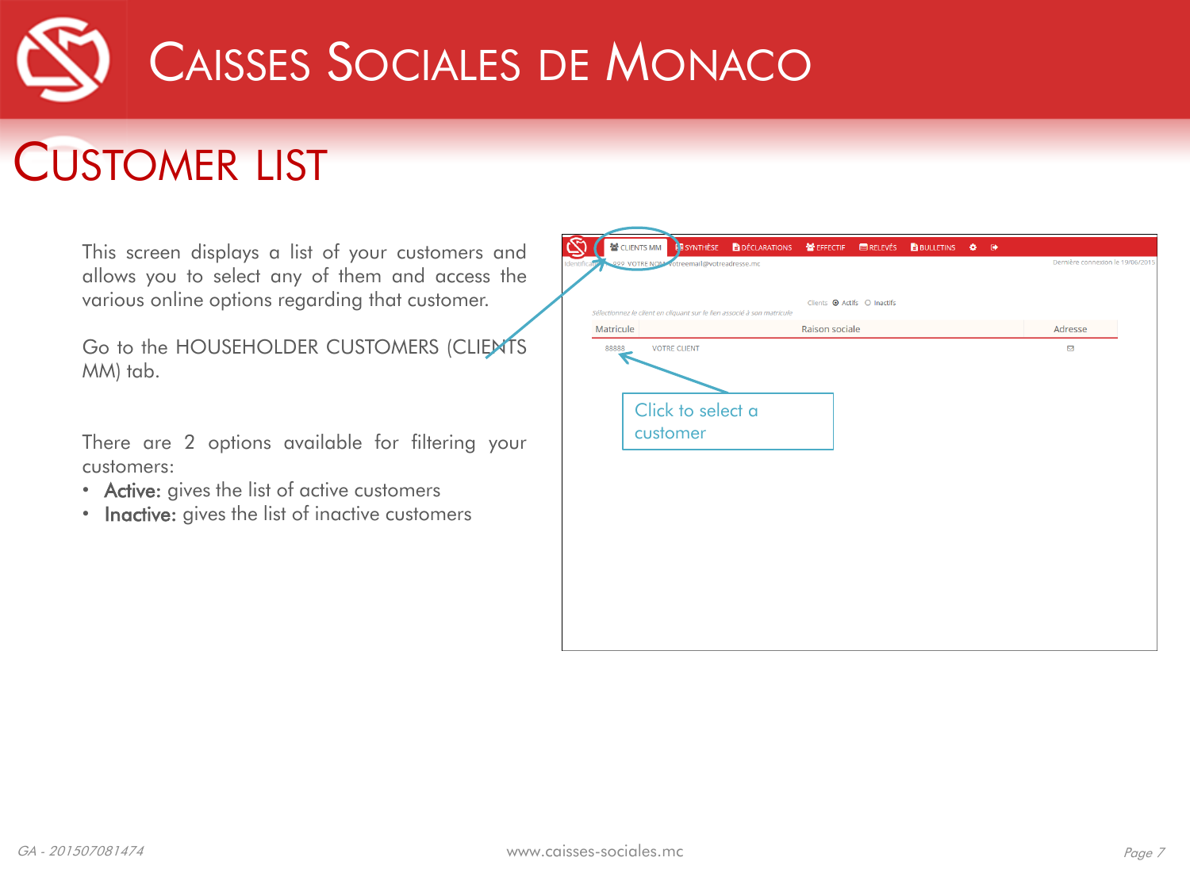# Customer list

This screen displays a list of your customers and allows you to select any of them and access the various online options regarding that customer.

Go to the HOUSEHOLDER CUSTOMERS (CLIENTS MM) tab.

There are 2 options available for filtering your customers:

- **Active:** gives the list of active customers
- **Inactive:** gives the list of inactive customers

Click to select a customer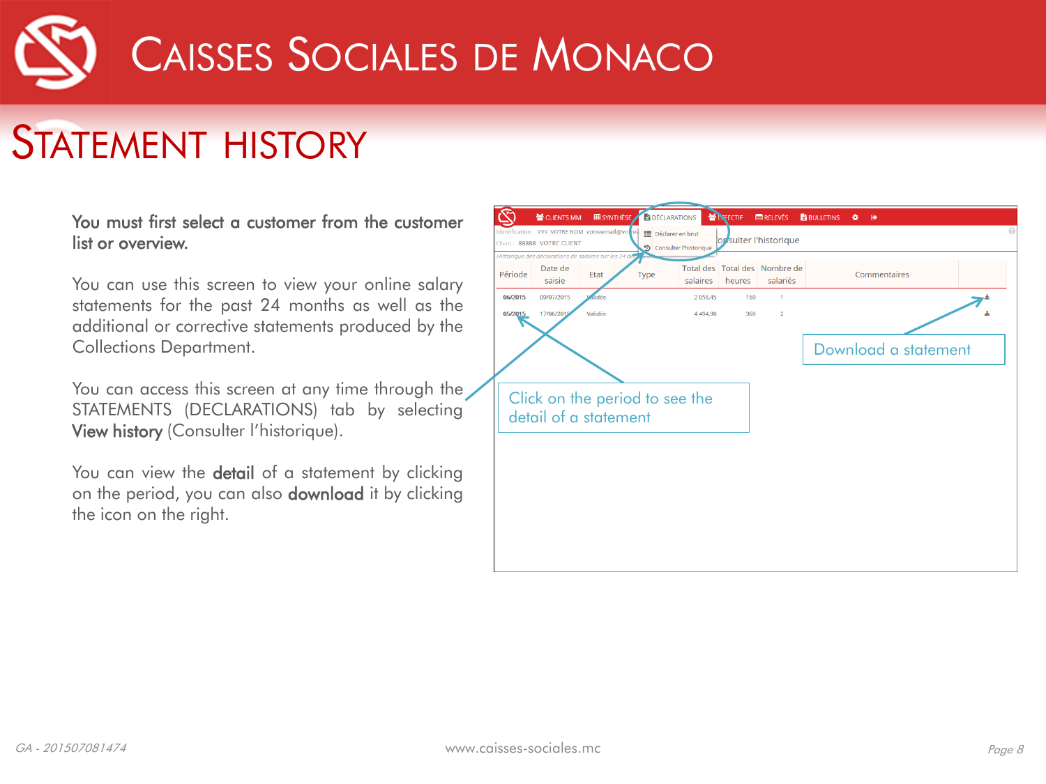# Statement history

**You must first select a customer from the customer list or overview.**

You can use this screen to view your online salary statements for the past 24 months as well as additional or corrective statements produced by the Collections Department.

You can access this screen at any time through the STATEMENTS (DECLARATIONS) tab by selecting **View history** (Consulter l'historique).

You can view the **detail** of a statement by clicking on the period, you can also **download** it by clicking the icon on the right.

Download a statement

Click on the period to see the detail of a statement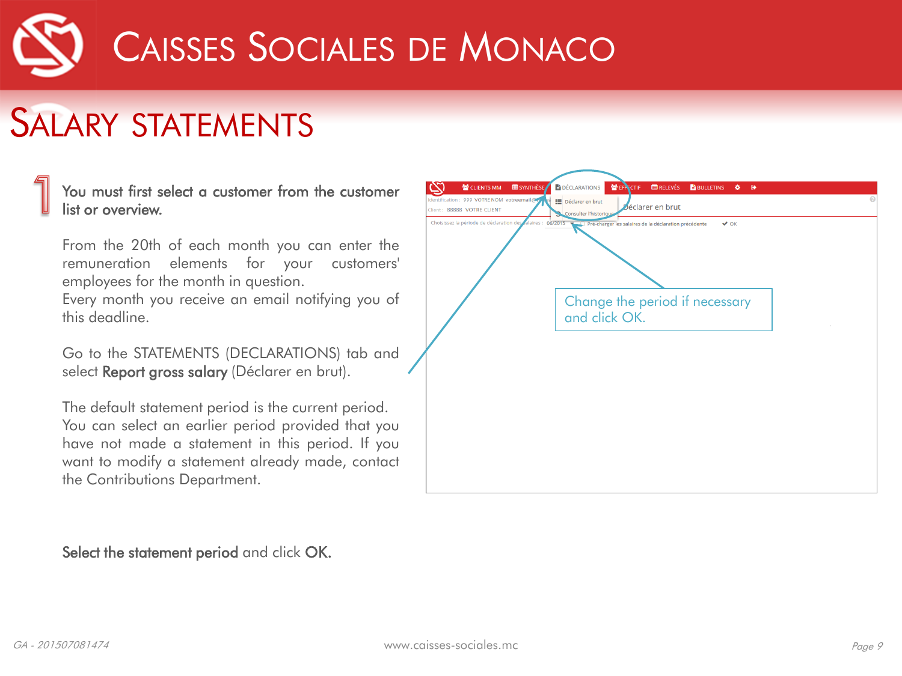# SALARY STATEMENTS

**1** **You must first select a customer from the customer list or overview.**

From the 20th of each month you can enter the remuneration elements for your customers' employees for the month in question.
Every month you receive an email notifying you of this deadline.

Go to the STATEMENTS (DECLARATIONS) tab and select **Report gross salary** (Déclarer en brut).

The default statement period is the current period. You can select an earlier period provided that you have not made a statement in this period. If you want to modify a statement already made, contact the Contributions Department.

**Select the statement period** and click **OK.**

Change the period if necessary and click OK.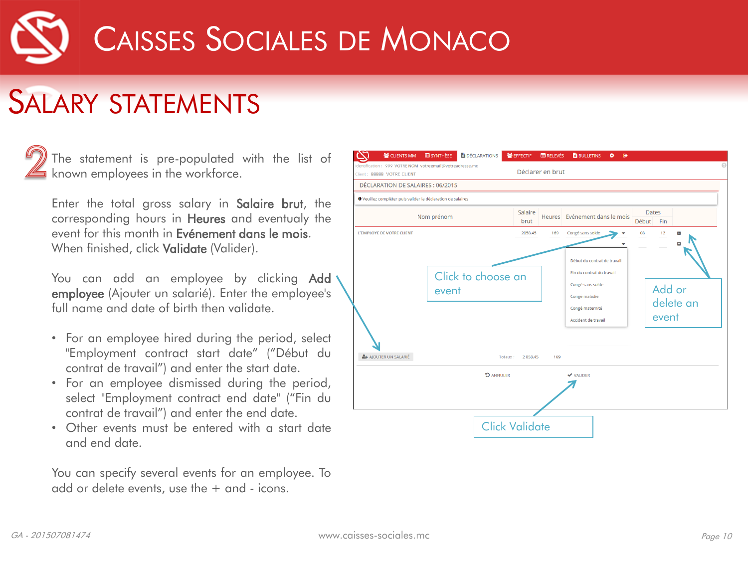# Caisses Sociales de Monaco

## Salary statements

**2** The statement is pre-populated with the list of known employees in the workforce.

Enter the total gross salary in **Salaire brut**, the corresponding hours in **Heures** and eventualy the event for this month in **Evénement dans le mois**. When finished, click **Validate** (Valider).

You can add an employee by clicking **Add employee** (Ajouter un salarié). Enter the employee's full name and date of birth then validate.

- For an employee hired during the period, select "Employment contract start date" ("Début du contrat de travail") and enter the start date.
- For an employee dismissed during the period, select "Employment contract end date" ("Fin du contrat de travail") and enter the end date.
- Other events must be entered with a start date and end date.

You can specify several events for an employee. To add or delete events, use the + and - icons.

Click to choose an event

Add or delete an event

Click Validate

GA - 201507081474

www.caisses-sociales.mc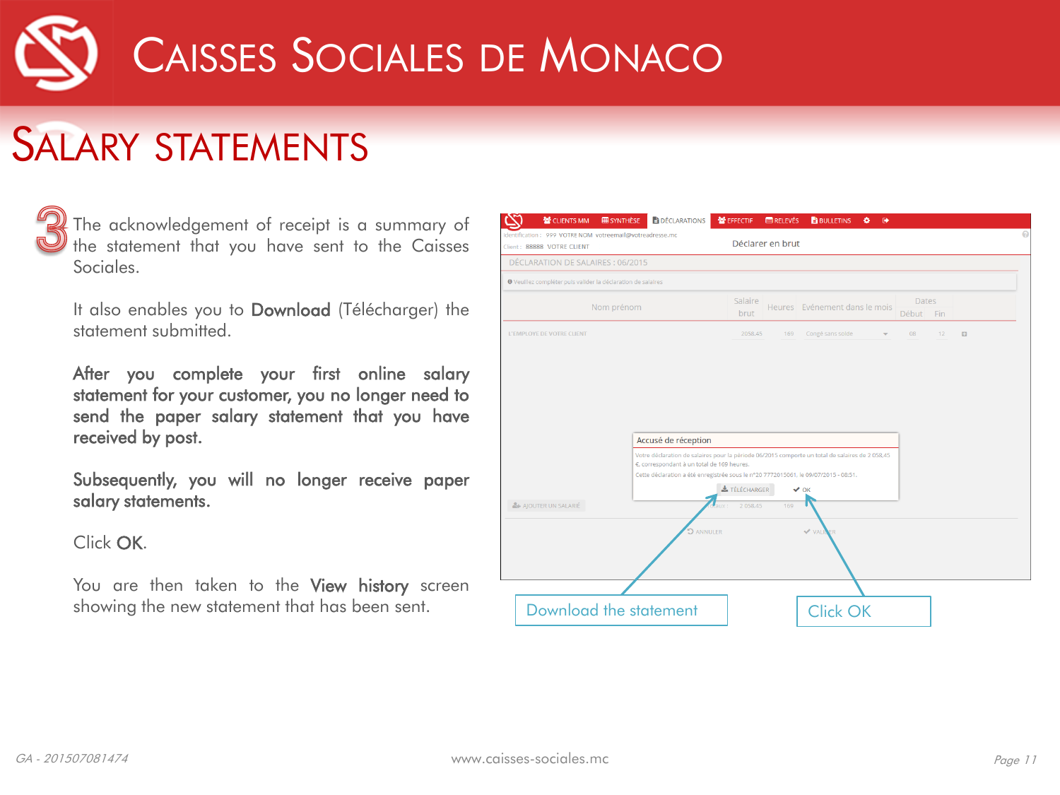# Salary statements

**3** The acknowledgement of receipt is a summary of the statement that you have sent to the Caisses Sociales.

It also enables you to **Download** (Télécharger) the statement submitted.

**After you complete your first online salary statement for your customer, you no longer need to send the paper salary statement that you have received by post.**

**Subsequently, you will no longer receive paper salary statements.**

Click **OK**.

You are then taken to the **View history** screen showing the new statement that has been sent.

Download the statement

Click OK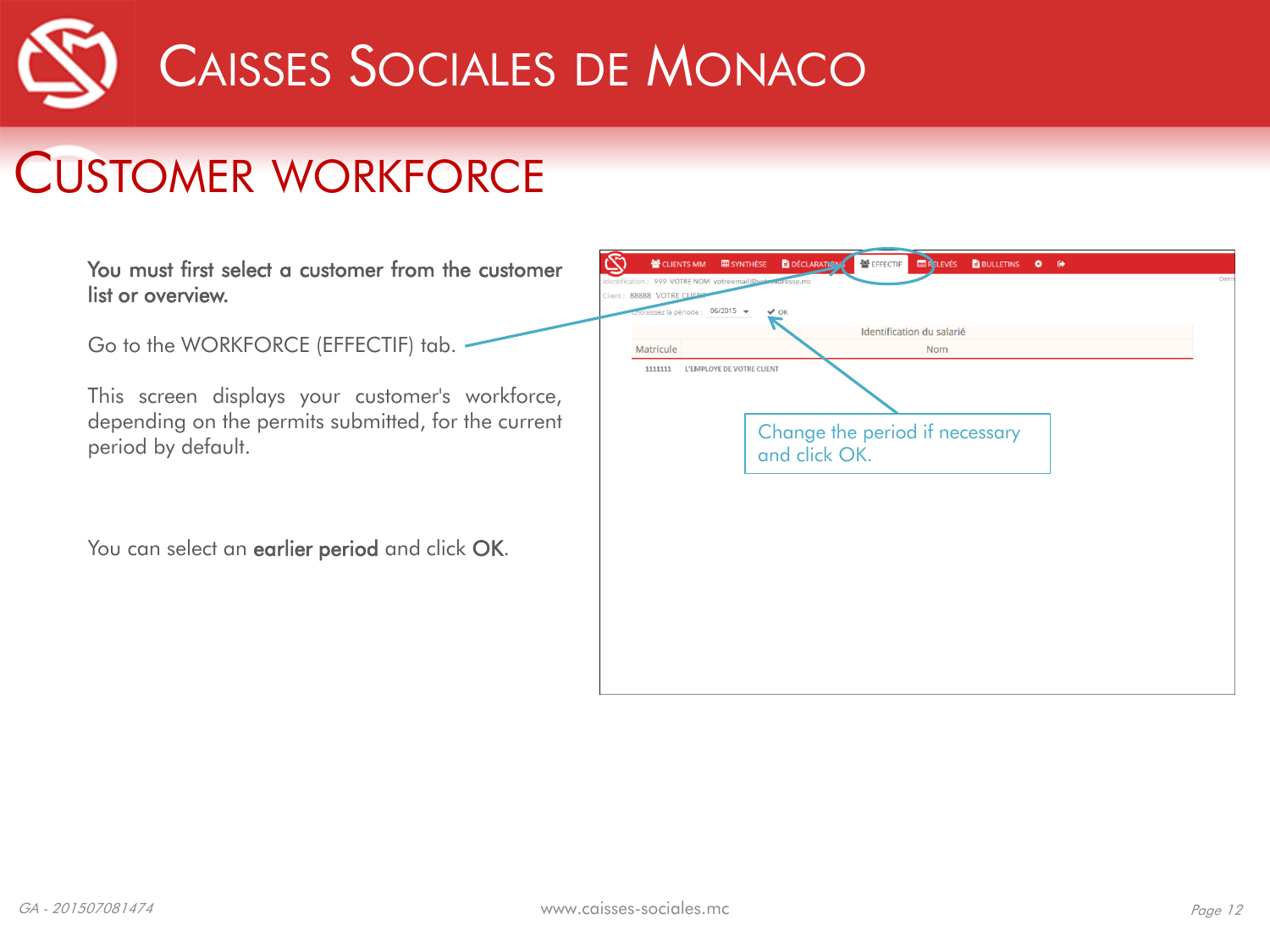# CUSTOMER WORKFORCE

**You must first select a customer from the customer list or overview.**

Go to the WORKFORCE (EFFECTIF) tab.

This screen displays your customer's workforce, depending on the permits submitted, for the current period by default.

You can select an **earlier period** and click **OK**.

Change the period if necessary and click OK.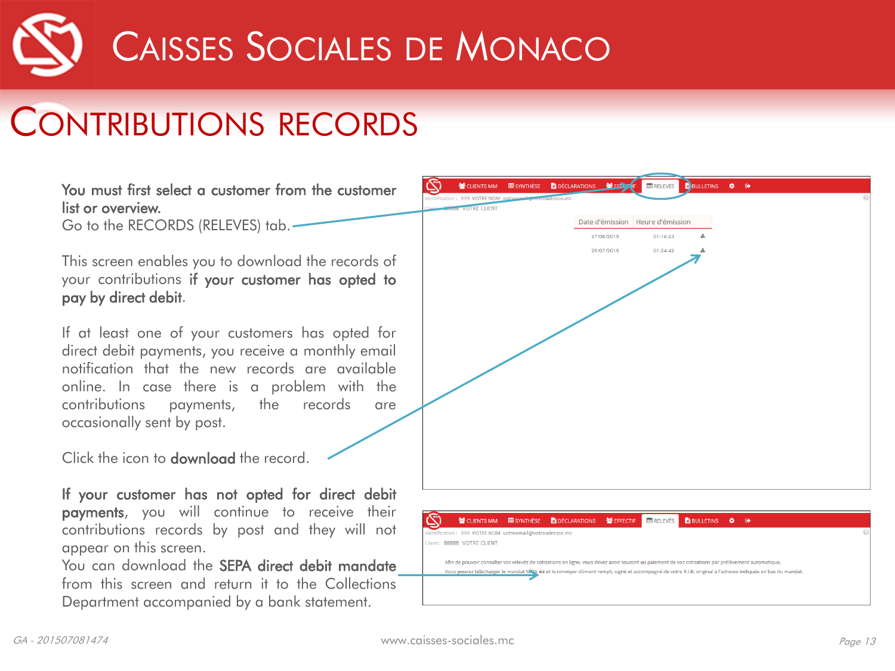# Caisses Sociales de Monaco

## Contributions records

**You must first select a customer from the customer list or overview.**
Go to the RECORDS (RELEVES) tab.

This screen enables you to download the records of your contributions **if your customer has opted to pay by direct debit**.

If at least one of your customers has opted for direct debit payments, you receive a monthly email notification that the new records are available online. In case there is a problem with the contributions payments, the records are occasionally sent by post.

Click the icon to **download** the record.

**If your customer has not opted for direct debit payments**, you will continue to receive their contributions records by post and they will not appear on this screen.
You can download the **SEPA direct debit mandate** from this screen and return it to the Collections Department accompanied by a bank statement.

CLIENTS MM | SYNTHÈSE | DÉCLARATIONS | EFFECTIF | RELEVÉS | BULLETINS

Identification : 999 VOTRE NOM votreemail@votreadresse.mc
Client : 88888 VOTRE CLIENT

| Date d'émission | Heure d'émission |
| --- | --- |
| 27/08/2015 | 01:16:23 |
| 29/07/2015 | 01:24:42 |

CLIENTS MM | SYNTHÈSE | DÉCLARATIONS | EFFECTIF | RELEVÉS | BULLETINS

Identification : 999 VOTRE NOM votreemail@votreadresse.mc
Client : 88888 VOTRE CLIENT

Afin de pouvoir consulter vos relevés de cotisations en ligne, vous devez avoir souscrit au paiement de vos cotisations par prélèvement automatique.
Vous pouvez télécharger le mandat SEPA ici et le renvoyer dûment rempli, signé et accompagné de votre R.I.B. original à l'adresse indiquée en bas du mandat.

GA - 201507081474

www.caisses-sociales.mc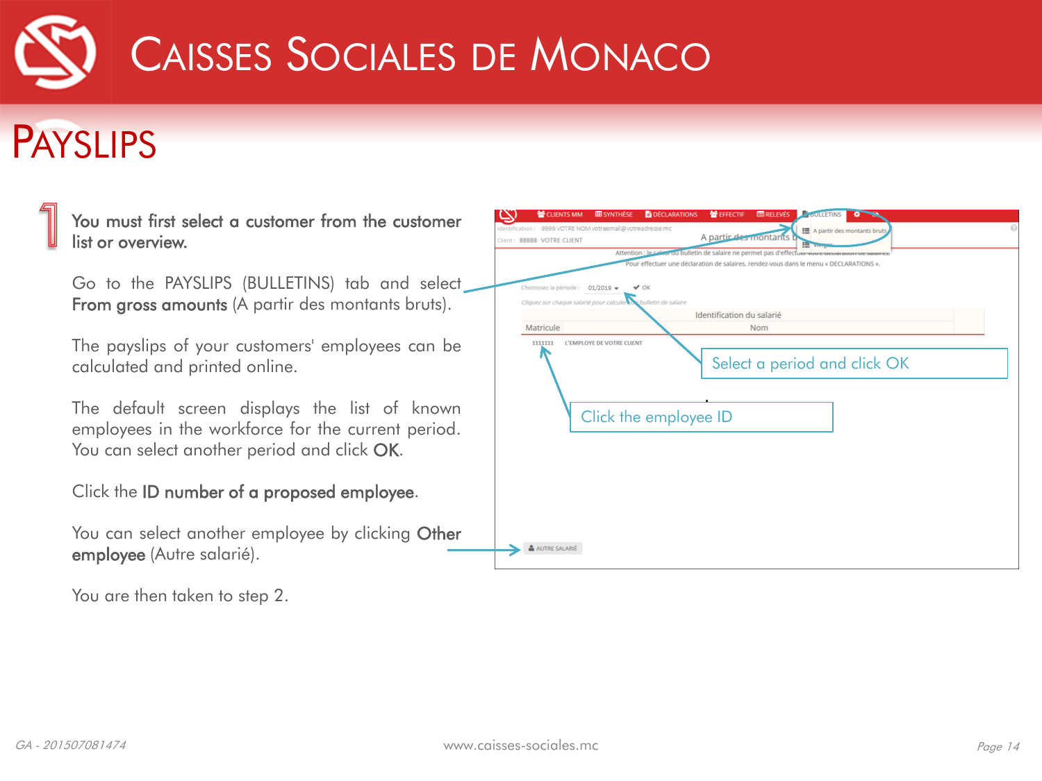# PAYSLIPS

1

**You must first select a customer from the customer list or overview.**

Go to the PAYSLIPS (BULLETINS) tab and select **From gross amounts** (A partir des montants bruts).

The payslips of your customers' employees can be calculated and printed online.

The default screen displays the list of known employees in the workforce for the current period. You can select another period and click **OK**.

Click the **ID number of a proposed employee**.

You can select another employee by clicking **Other employee** (Autre salarié).

You are then taken to step 2.

Select a period and click OK

Click the employee ID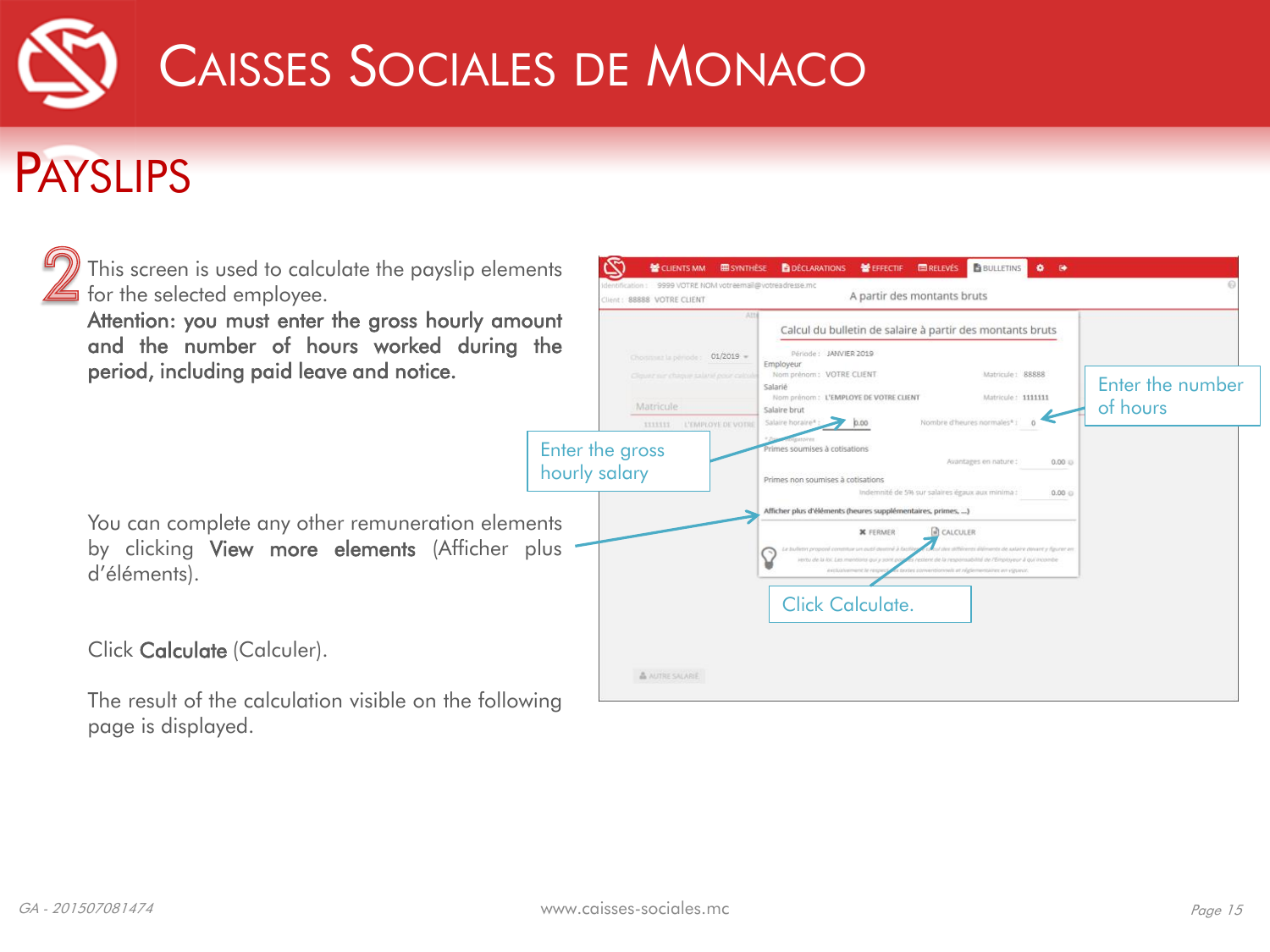# Payslips

2 This screen is used to calculate the payslip elements for the selected employee.

**Attention: you must enter the gross hourly amount and the number of hours worked during the period, including paid leave and notice.**

Enter the gross hourly salary

Enter the number of hours

You can complete any other remuneration elements by clicking **View more elements** (Afficher plus d'éléments).

Click **Calculate** (Calculer).

Click Calculate.

The result of the calculation visible on the following page is displayed.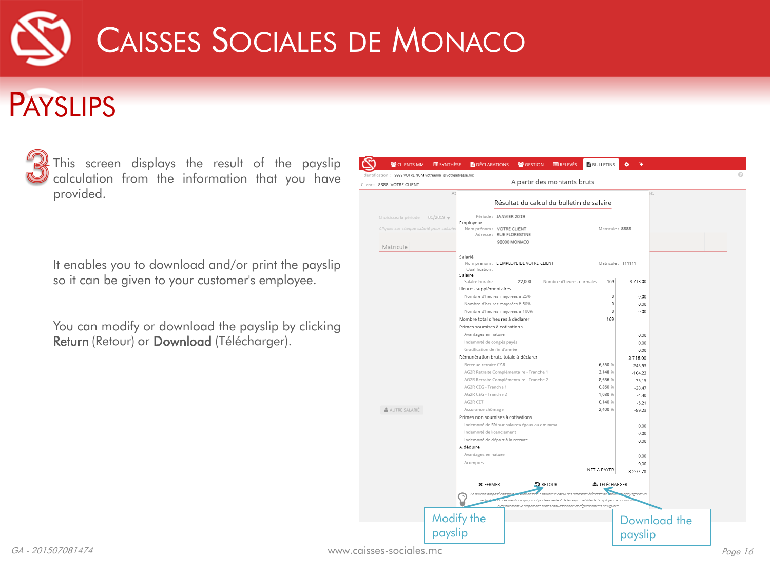# PAYSLIPS

3 This screen displays the result of the payslip calculation from the information that you have provided.

It enables you to download and/or print the payslip so it can be given to your customer's employee.

You can modify or download the payslip by clicking **Return** (Retour) or **Download** (Télécharger).

Résultat du calcul du bulletin de salaire

Période : JANVIER 2019

Employeur

Nom prénom : VOTRE CLIENT — Matricule : 8888

Adresse : RUE FLORESTINE 98000 MONACO

Salarié

Nom prenom : L'EMPLOYE DE VOTRE CLIENT — Matricule : 111111

Qualification :

| | | | |
|---|---|---|---|
| **Salaire** | | | |
| Salaire horaire 22,000 | Nombre d'heures normales | 169 | 3 718,00 |
| **Heures supplémentaires** | | | |
| Nombre d'heures majorées à 25% | | 0 | 0,00 |
| Nombre d'heures majorées à 50% | | 0 | 0,00 |
| Nombre d'heures majorées à 100% | | 0 | 0,00 |
| **Nombre total d'heures à déclarer** | | 169 | |
| **Primes soumises à cotisations** | | | |
| Avantages en nature | | | 0,00 |
| Indemnité de congés payés | | | 0,00 |
| Gratification de fin d'année | | | 0,00 |
| **Rémunération brute totale à déclarer** | | | 3 718,00 |
| Retenue retraite CAR | | 6,550 % | -243,53 |
| AG2R Retraite Complémentaire - Tranche 1 | | 3,148 % | -104,23 |
| AG2R Retraite Complémentaire - Tranche 2 | | 8,636 % | -35,15 |
| AG2R CEG - Tranche 1 | | 0,860 % | -28,47 |
| AG2R CEG - Tranche 2 | | 1,080 % | -4,40 |
| AG2R CET | | 0,140 % | -5,21 |
| Assurance chômage | | 2,400 % | -89,23 |
| **Primes non soumises à cotisations** | | | |
| Indemnité de 5% sur salaires égaux aux minima | | | 0,00 |
| Indemnité de licenciement | | | 0,00 |
| Indemnité de départ à la retraite | | | 0,00 |
| **A déduire** | | | |
| Avantages en nature | | | 0,00 |
| Acomptes | | | 0,00 |
| | | NET A PAYER | 3 207,78 |

FERMER — RETOUR — TÉLÉCHARGER

Modify the payslip

Download the payslip

GA - 201507081474

www.caisses-sociales.mc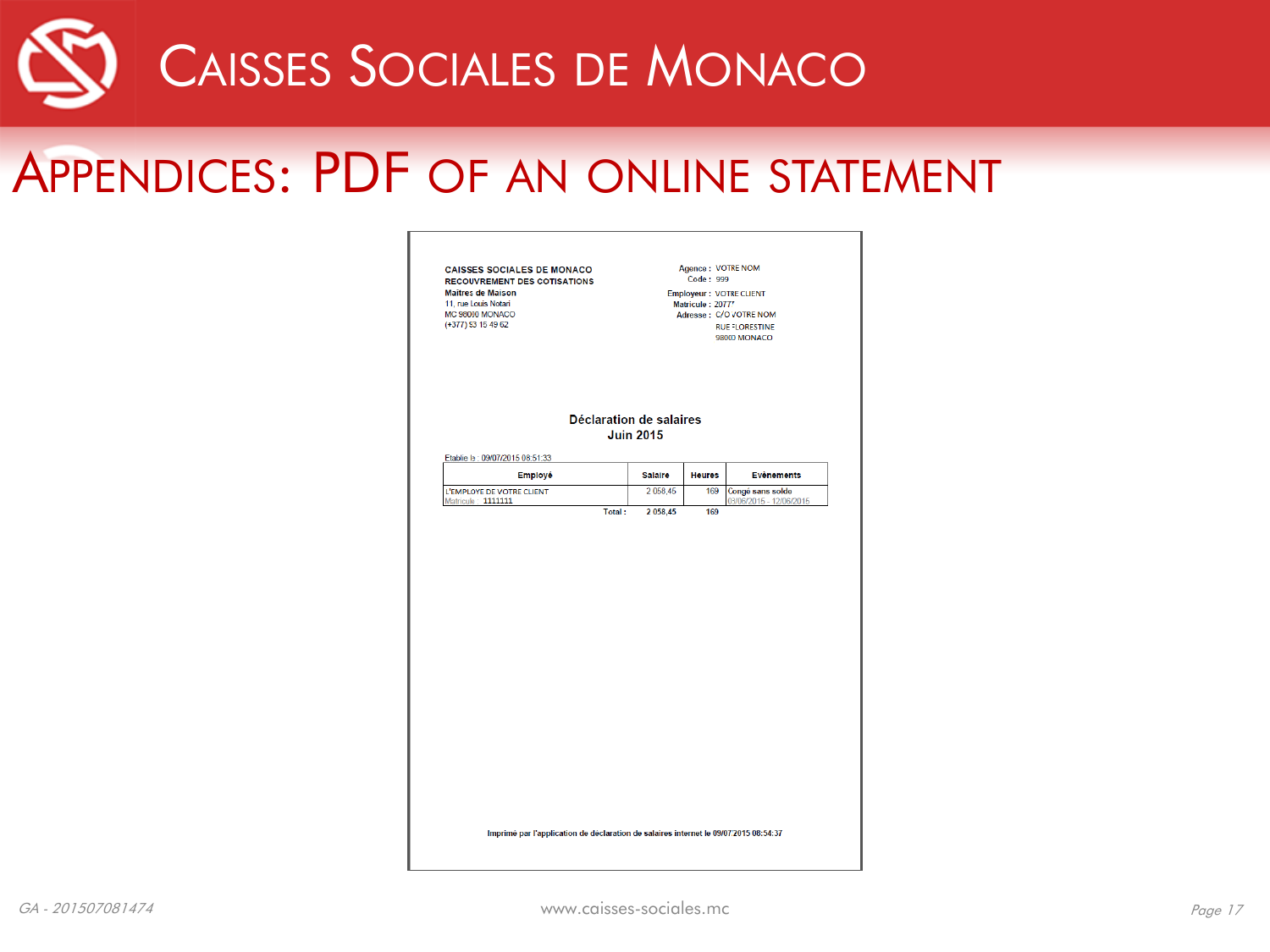# Caisses Sociales de Monaco

## Appendices: PDF of an online statement

**CAISSES SOCIALES DE MONACO**
**RECOUVREMENT DES COTISATIONS**
**Maîtres de Maison**
11, rue Louis Notari
MC 98000 MONACO
(+377) 93 15 49 62

Agence : VOTRE NOM
Code : 999
Employeur : VOTRE CLIENT
Matricule : 20777
Adresse : C/O VOTRE NOM
RUE FLORESTINE
98000 MONACO

**Déclaration de salaires**
**Juin 2015**

Etablie le : 09/07/2015 08:51:33

| Employé | Salaire | Heures | Evènements |
|---|---|---|---|
| L'EMPLOYE DE VOTRE CLIENT<br>Matricule 1111111 | 2 058,45 | 169 | Congé sans solde<br>03/06/2015 - 12/06/2015 |
| **Total :** | **2 058,45** | **169** | |

Imprimé par l'application de déclaration de salaires internet le 09/07/2015 08:54:37

GA - 201507081474

www.caisses-sociales.mc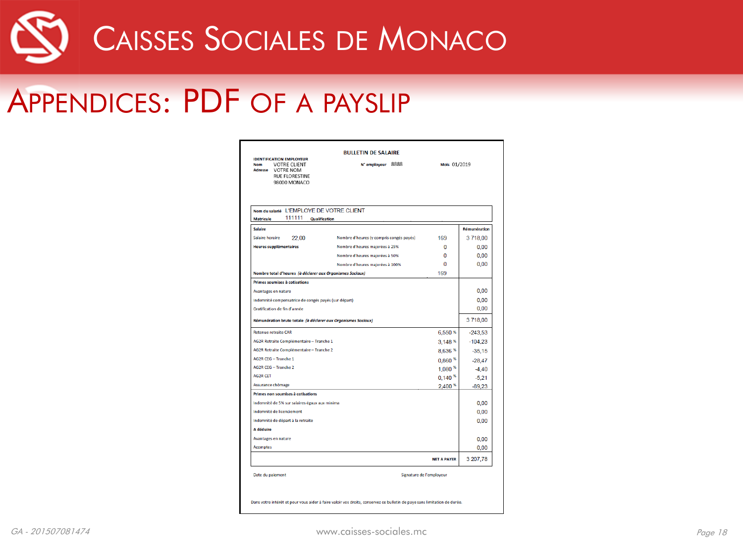# Appendices: PDF of a payslip

**BULLETIN DE SALAIRE**

**IDENTIFICATION EMPLOYEUR**

**Nom** VOTRE CLIENT
**Adresse** VOTRE NOM
RUE FLORESTINE
98000 MONACO

**N° employeur** 8888

**Mois** 01/2019

**Nom du salarié** L'EMPLOYE DE VOTRE CLIENT
**Matricule** 111111 **Qualification**

| | | | | Rémunération |
|---|---|---|---|---|
| **Salaire** | | | | |
| Salaire horaire | 22,00 | Nombre d'heures (y compris congés payés) | 169 | 3 718,00 |
| **Heures supplémentaires** | | Nombre d'heures majorées à 25% | 0 | 0,00 |
| | | Nombre d'heures majorées à 50% | 0 | 0,00 |
| | | Nombre d'heures majorées à 100% | 0 | 0,00 |
| **Nombre total d'heures** *(à déclarer aux Organismes Sociaux)* | | | 169 | |
| **Primes soumises à cotisations** | | | | |
| Avantages en nature | | | | 0,00 |
| Indemnité compensatrice de congés payés (sur départ) | | | | 0,00 |
| Gratification de fin d'année | | | | 0,00 |
| **Rémunération brute totale** *(à déclarer aux Organismes Sociaux)* | | | | 3 718,00 |
| Retenue retraite CAR | | | 6,550 % | -243,53 |
| AG2R Retraite Complémentaire – Tranche 1 | | | 3,148 % | -104,23 |
| AG2R Retraite Complémentaire – Tranche 2 | | | 8,636 % | -35,15 |
| AG2R CEG – Tranche 1 | | | 0,860 % | -28,47 |
| AG2R CEG – Tranche 2 | | | 1,080 % | -4,40 |
| AG2R CET | | | 0,140 % | -5,21 |
| Assurance chômage | | | 2,400 % | -89,23 |
| **Primes non soumises à cotisations** | | | | |
| Indemnité de 5% sur salaires égaux aux minima | | | | 0,00 |
| Indemnité de licenciement | | | | 0,00 |
| Indemnité de départ à la retraite | | | | 0,00 |
| **A déduire** | | | | |
| Avantages en nature | | | | 0,00 |
| Acomptes | | | | 0,00 |
| | | | **NET A PAYER** | 3 207,78 |

Date du paiement

Signature de l'employeur

Dans votre intérêt et pour vous aider à faire valoir vos droits, conservez ce bulletin de paye sans limitation de durée.